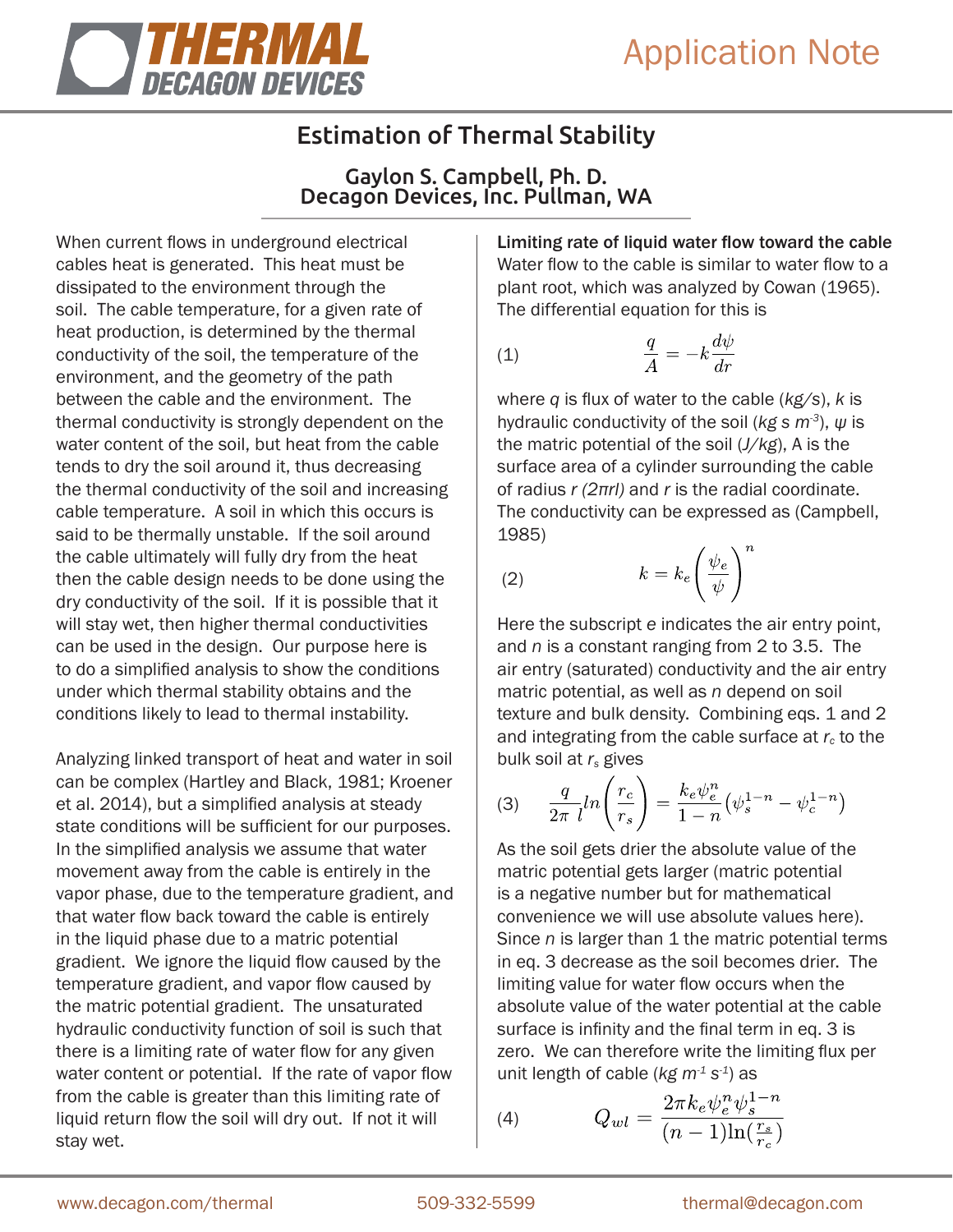# Estimation of Thermal Stability

**Gaylon S. Campbell, Ph. D.**
**Decagon Devices, Inc. Pullman, WA**

When current flows in underground electrical cables heat is generated. This heat must be dissipated to the environment through the soil. The cable temperature, for a given rate of heat production, is determined by the thermal conductivity of the soil, the temperature of the environment, and the geometry of the path between the cable and the environment. The thermal conductivity is strongly dependent on the water content of the soil, but heat from the cable tends to dry the soil around it, thus decreasing the thermal conductivity of the soil and increasing cable temperature. A soil in which this occurs is said to be thermally unstable. If the soil around the cable ultimately will fully dry from the heat then the cable design needs to be done using the dry conductivity of the soil. If it is possible that it will stay wet, then higher thermal conductivities can be used in the design. Our purpose here is to do a simplified analysis to show the conditions under which thermal stability obtains and the conditions likely to lead to thermal instability.

Analyzing linked transport of heat and water in soil can be complex (Hartley and Black, 1981; Kroener et al. 2014), but a simplified analysis at steady state conditions will be sufficient for our purposes. In the simplified analysis we assume that water movement away from the cable is entirely in the vapor phase, due to the temperature gradient, and that water flow back toward the cable is entirely in the liquid phase due to a matric potential gradient. We ignore the liquid flow caused by the temperature gradient, and vapor flow caused by the matric potential gradient. The unsaturated hydraulic conductivity function of soil is such that there is a limiting rate of water flow for any given water content or potential. If the rate of vapor flow from the cable is greater than this limiting rate of liquid return flow the soil will dry out. If not it will stay wet.

**Limiting rate of liquid water flow toward the cable**

Water flow to the cable is similar to water flow to a plant root, which was analyzed by Cowan (1965). The differential equation for this is

$$\frac{q}{A} = -k\frac{d\psi}{dr} \tag{1}$$

where $q$ is flux of water to the cable ($kg/s$), $k$ is hydraulic conductivity of the soil ($kg\ s\ m^{-3}$), $\psi$ is the matric potential of the soil ($J/kg$), A is the surface area of a cylinder surrounding the cable of radius $r$ $(2\pi rl)$ and $r$ is the radial coordinate. The conductivity can be expressed as (Campbell, 1985)

$$k = k_e\left(\frac{\psi_e}{\psi}\right)^n \tag{2}$$

Here the subscript *e* indicates the air entry point, and $n$ is a constant ranging from 2 to 3.5. The air entry (saturated) conductivity and the air entry matric potential, as well as $n$ depend on soil texture and bulk density. Combining eqs. 1 and 2 and integrating from the cable surface at $r_c$ to the bulk soil at $r_s$ gives

$$\frac{q}{2\pi\ l}ln\left(\frac{r_c}{r_s}\right) = \frac{k_e\psi_e^n}{1-n}\left(\psi_s^{1-n} - \psi_c^{1-n}\right) \tag{3}$$

As the soil gets drier the absolute value of the matric potential gets larger (matric potential is a negative number but for mathematical convenience we will use absolute values here). Since $n$ is larger than 1 the matric potential terms in eq. 3 decrease as the soil becomes drier. The limiting value for water flow occurs when the absolute value of the water potential at the cable surface is infinity and the final term in eq. 3 is zero. We can therefore write the limiting flux per unit length of cable ($kg\ m^{-1}\ s^{-1}$) as

$$Q_{wl} = \frac{2\pi k_e\psi_e^n\psi_s^{1-n}}{(n-1)\ln(\frac{r_s}{r_c})} \tag{4}$$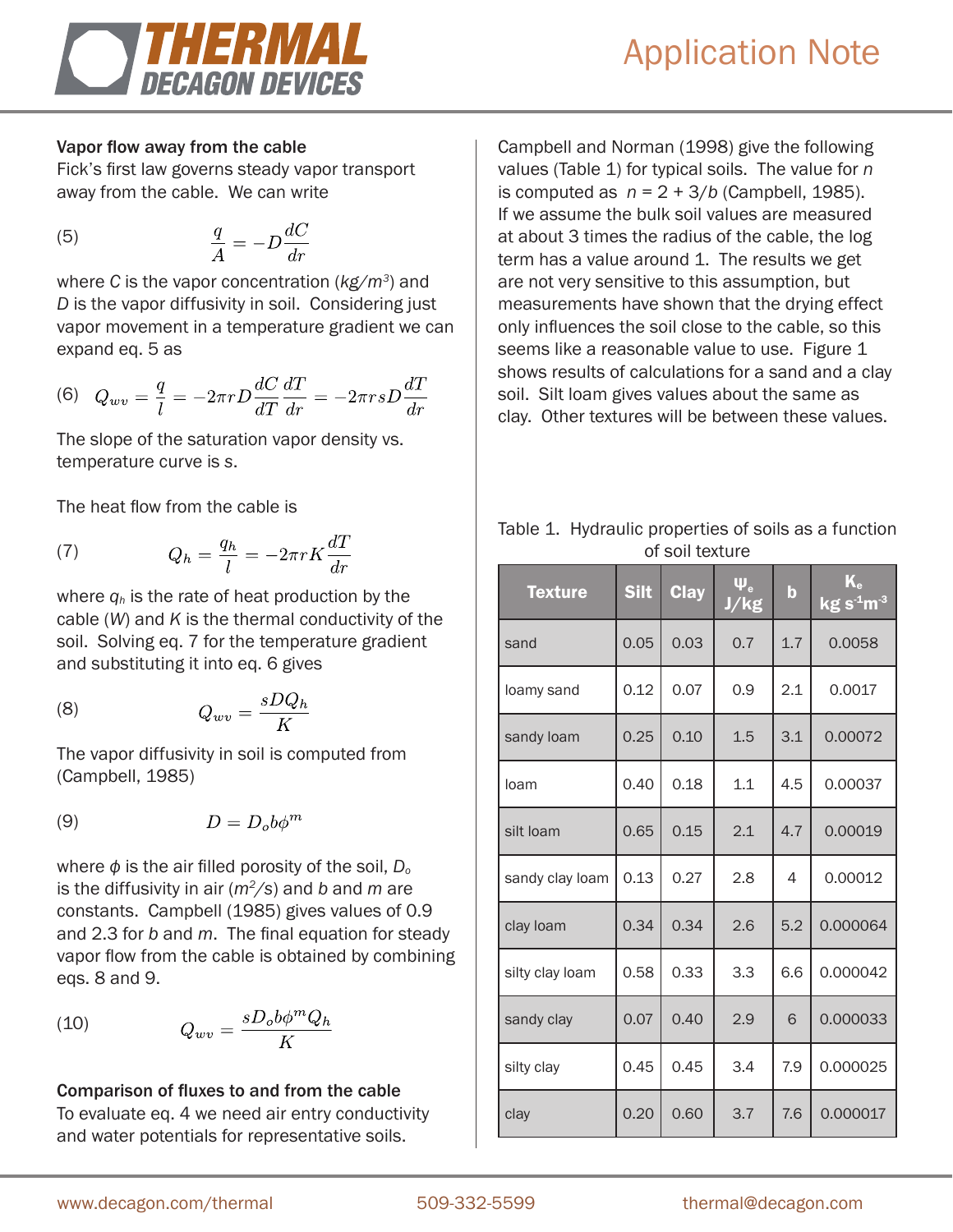### Vapor flow away from the cable

Fick's first law governs steady vapor transport away from the cable. We can write

$$\frac{q}{A} = -D\frac{dC}{dr} \tag{5}$$

where $C$ is the vapor concentration ($kg/m^3$) and $D$ is the vapor diffusivity in soil. Considering just vapor movement in a temperature gradient we can expand eq. 5 as

$$Q_{wv} = \frac{q}{l} = -2\pi r D\frac{dC}{dT}\frac{dT}{dr} = -2\pi r s D\frac{dT}{dr} \tag{6}$$

The slope of the saturation vapor density vs. temperature curve is s.

The heat flow from the cable is

$$Q_h = \frac{q_h}{l} = -2\pi r K\frac{dT}{dr} \tag{7}$$

where $q_h$ is the rate of heat production by the cable ($W$) and $K$ is the thermal conductivity of the soil. Solving eq. 7 for the temperature gradient and substituting it into eq. 6 gives

$$Q_{wv} = \frac{sDQ_h}{K} \tag{8}$$

The vapor diffusivity in soil is computed from (Campbell, 1985)

$$D = D_o b\phi^m \tag{9}$$

where $\phi$ is the air filled porosity of the soil, $D_o$ is the diffusivity in air ($m^2/s$) and $b$ and $m$ are constants. Campbell (1985) gives values of 0.9 and 2.3 for $b$ and $m$. The final equation for steady vapor flow from the cable is obtained by combining eqs. 8 and 9.

$$Q_{wv} = \frac{sD_o b\phi^m Q_h}{K} \tag{10}$$

### Comparison of fluxes to and from the cable

To evaluate eq. 4 we need air entry conductivity and water potentials for representative soils. Campbell and Norman (1998) give the following values (Table 1) for typical soils. The value for $n$ is computed as $n = 2 + 3/b$ (Campbell, 1985). If we assume the bulk soil values are measured at about 3 times the radius of the cable, the log term has a value around 1. The results we get are not very sensitive to this assumption, but measurements have shown that the drying effect only influences the soil close to the cable, so this seems like a reasonable value to use. Figure 1 shows results of calculations for a sand and a clay soil. Silt loam gives values about the same as clay. Other textures will be between these values.

Table 1. Hydraulic properties of soils as a function of soil texture

| Texture | Silt | Clay | $\psi_e$ J/kg | b | $K_e$ kg s$^{-1}$m$^{-3}$ |
|---|---|---|---|---|---|
| sand | 0.05 | 0.03 | 0.7 | 1.7 | 0.0058 |
| loamy sand | 0.12 | 0.07 | 0.9 | 2.1 | 0.0017 |
| sandy loam | 0.25 | 0.10 | 1.5 | 3.1 | 0.00072 |
| loam | 0.40 | 0.18 | 1.1 | 4.5 | 0.00037 |
| silt loam | 0.65 | 0.15 | 2.1 | 4.7 | 0.00019 |
| sandy clay loam | 0.13 | 0.27 | 2.8 | 4 | 0.00012 |
| clay loam | 0.34 | 0.34 | 2.6 | 5.2 | 0.000064 |
| silty clay loam | 0.58 | 0.33 | 3.3 | 6.6 | 0.000042 |
| sandy clay | 0.07 | 0.40 | 2.9 | 6 | 0.000033 |
| silty clay | 0.45 | 0.45 | 3.4 | 7.9 | 0.000025 |
| clay | 0.20 | 0.60 | 3.7 | 7.6 | 0.000017 |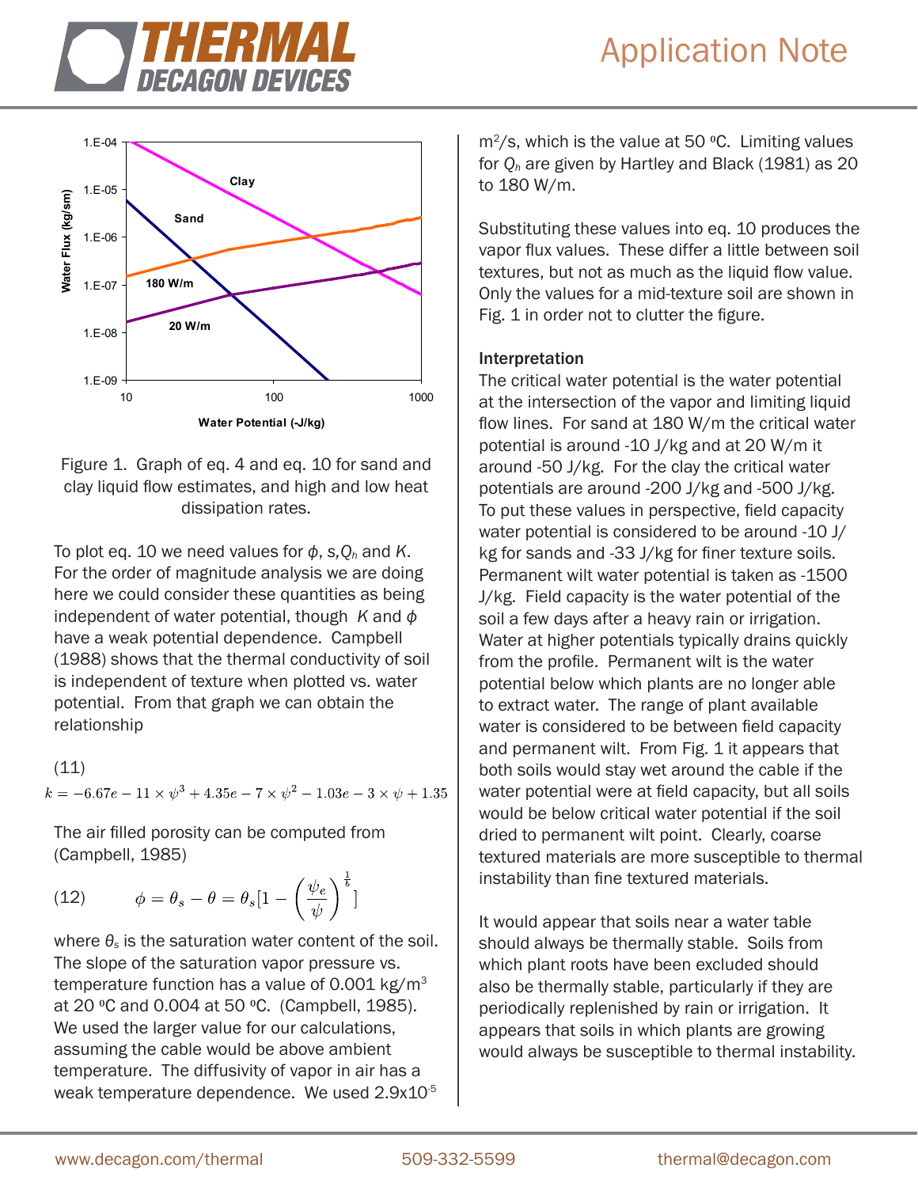Figure 1. Graph of eq. 4 and eq. 10 for sand and clay liquid flow estimates, and high and low heat dissipation rates.

To plot eq. 10 we need values for $\phi$, $s$, $Q_h$ and $K$. For the order of magnitude analysis we are doing here we could consider these quantities as being independent of water potential, though $K$ and $\phi$ have a weak potential dependence. Campbell (1988) shows that the thermal conductivity of soil is independent of texture when plotted vs. water potential. From that graph we can obtain the relationship

(11)

$$k = -6.67e-11 \times \psi^3 + 4.35e-7 \times \psi^2 - 1.03e-3 \times \psi + 1.35$$

The air filled porosity can be computed from (Campbell, 1985)

(12)

$$\phi = \theta_s - \theta = \theta_s \left[1 - \left(\frac{\psi_e}{\psi}\right)^{\frac{1}{b}}\right]$$

where $\theta_s$ is the saturation water content of the soil. The slope of the saturation vapor pressure vs. temperature function has a value of 0.001 kg/m$^3$ at 20 ºC and 0.004 at 50 ºC. (Campbell, 1985). We used the larger value for our calculations, assuming the cable would be above ambient temperature. The diffusivity of vapor in air has a weak temperature dependence. We used 2.9x10$^{-5}$ m$^2$/s, which is the value at 50 ºC. Limiting values for $Q_h$ are given by Hartley and Black (1981) as 20 to 180 W/m.

Substituting these values into eq. 10 produces the vapor flux values. These differ a little between soil textures, but not as much as the liquid flow value. Only the values for a mid-texture soil are shown in Fig. 1 in order not to clutter the figure.

## Interpretation

The critical water potential is the water potential at the intersection of the vapor and limiting liquid flow lines. For sand at 180 W/m the critical water potential is around -10 J/kg and at 20 W/m it around -50 J/kg. For the clay the critical water potentials are around -200 J/kg and -500 J/kg. To put these values in perspective, field capacity water potential is considered to be around -10 J/kg for sands and -33 J/kg for finer texture soils. Permanent wilt water potential is taken as -1500 J/kg. Field capacity is the water potential of the soil a few days after a heavy rain or irrigation. Water at higher potentials typically drains quickly from the profile. Permanent wilt is the water potential below which plants are no longer able to extract water. The range of plant available water is considered to be between field capacity and permanent wilt. From Fig. 1 it appears that both soils would stay wet around the cable if the water potential were at field capacity, but all soils would be below critical water potential if the soil dried to permanent wilt point. Clearly, coarse textured materials are more susceptible to thermal instability than fine textured materials.

It would appear that soils near a water table should always be thermally stable. Soils from which plant roots have been excluded should also be thermally stable, particularly if they are periodically replenished by rain or irrigation. It appears that soils in which plants are growing would always be susceptible to thermal instability.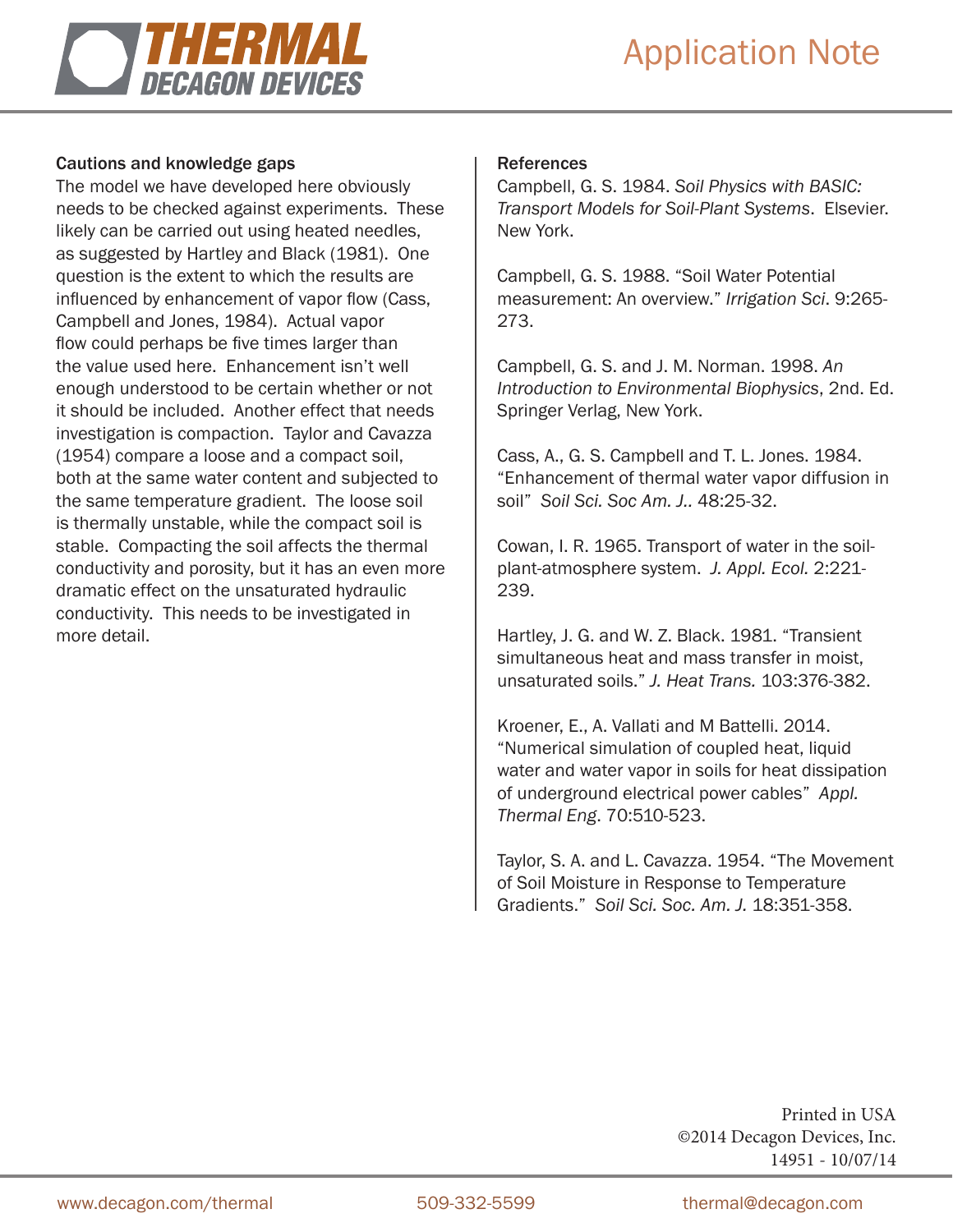## Cautions and knowledge gaps

The model we have developed here obviously needs to be checked against experiments. These likely can be carried out using heated needles, as suggested by Hartley and Black (1981). One question is the extent to which the results are influenced by enhancement of vapor flow (Cass, Campbell and Jones, 1984). Actual vapor flow could perhaps be five times larger than the value used here. Enhancement isn't well enough understood to be certain whether or not it should be included. Another effect that needs investigation is compaction. Taylor and Cavazza (1954) compare a loose and a compact soil, both at the same water content and subjected to the same temperature gradient. The loose soil is thermally unstable, while the compact soil is stable. Compacting the soil affects the thermal conductivity and porosity, but it has an even more dramatic effect on the unsaturated hydraulic conductivity. This needs to be investigated in more detail.

## References

Campbell, G. S. 1984. *Soil Physics with BASIC: Transport Models for Soil-Plant Systems*. Elsevier. New York.

Campbell, G. S. 1988. "Soil Water Potential measurement: An overview." *Irrigation Sci*. 9:265-273.

Campbell, G. S. and J. M. Norman. 1998. *An Introduction to Environmental Biophysics*, 2nd. Ed. Springer Verlag, New York.

Cass, A., G. S. Campbell and T. L. Jones. 1984. "Enhancement of thermal water vapor diffusion in soil" *Soil Sci. Soc Am. J.*. 48:25-32.

Cowan, I. R. 1965. Transport of water in the soil-plant-atmosphere system. *J. Appl. Ecol.* 2:221-239.

Hartley, J. G. and W. Z. Black. 1981. "Transient simultaneous heat and mass transfer in moist, unsaturated soils." *J. Heat Trans.* 103:376-382.

Kroener, E., A. Vallati and M Battelli. 2014. "Numerical simulation of coupled heat, liquid water and water vapor in soils for heat dissipation of underground electrical power cables" *Appl. Thermal Eng*. 70:510-523.

Taylor, S. A. and L. Cavazza. 1954. "The Movement of Soil Moisture in Response to Temperature Gradients." *Soil Sci. Soc. Am. J.* 18:351-358.

Printed in USA
©2014 Decagon Devices, Inc.
14951 - 10/07/14